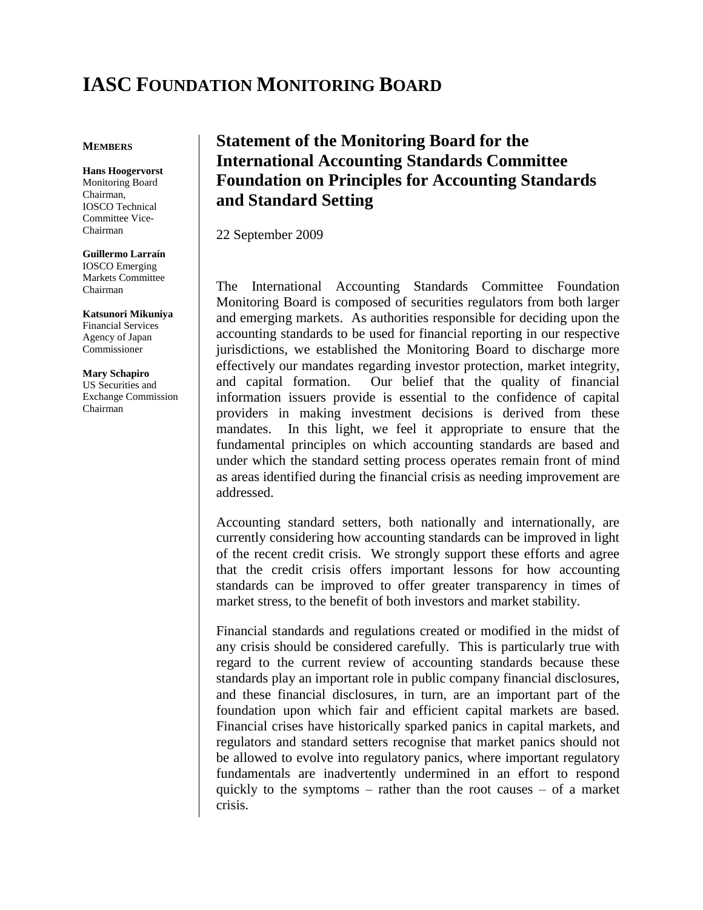# IASC FOUNDATION MONITORING BOARD

**MEMBERS**

**Hans Hoogervorst**
Monitoring Board Chairman,
IOSCO Technical Committee Vice-Chairman

**Guillermo Larraín**
IOSCO Emerging Markets Committee Chairman

**Katsunori Mikuniya**
Financial Services Agency of Japan Commissioner

**Mary Schapiro**
US Securities and Exchange Commission Chairman

## Statement of the Monitoring Board for the International Accounting Standards Committee Foundation on Principles for Accounting Standards and Standard Setting

22 September 2009

The International Accounting Standards Committee Foundation Monitoring Board is composed of securities regulators from both larger and emerging markets. As authorities responsible for deciding upon the accounting standards to be used for financial reporting in our respective jurisdictions, we established the Monitoring Board to discharge more effectively our mandates regarding investor protection, market integrity, and capital formation. Our belief that the quality of financial information issuers provide is essential to the confidence of capital providers in making investment decisions is derived from these mandates. In this light, we feel it appropriate to ensure that the fundamental principles on which accounting standards are based and under which the standard setting process operates remain front of mind as areas identified during the financial crisis as needing improvement are addressed.

Accounting standard setters, both nationally and internationally, are currently considering how accounting standards can be improved in light of the recent credit crisis. We strongly support these efforts and agree that the credit crisis offers important lessons for how accounting standards can be improved to offer greater transparency in times of market stress, to the benefit of both investors and market stability.

Financial standards and regulations created or modified in the midst of any crisis should be considered carefully. This is particularly true with regard to the current review of accounting standards because these standards play an important role in public company financial disclosures, and these financial disclosures, in turn, are an important part of the foundation upon which fair and efficient capital markets are based. Financial crises have historically sparked panics in capital markets, and regulators and standard setters recognise that market panics should not be allowed to evolve into regulatory panics, where important regulatory fundamentals are inadvertently undermined in an effort to respond quickly to the symptoms – rather than the root causes – of a market crisis.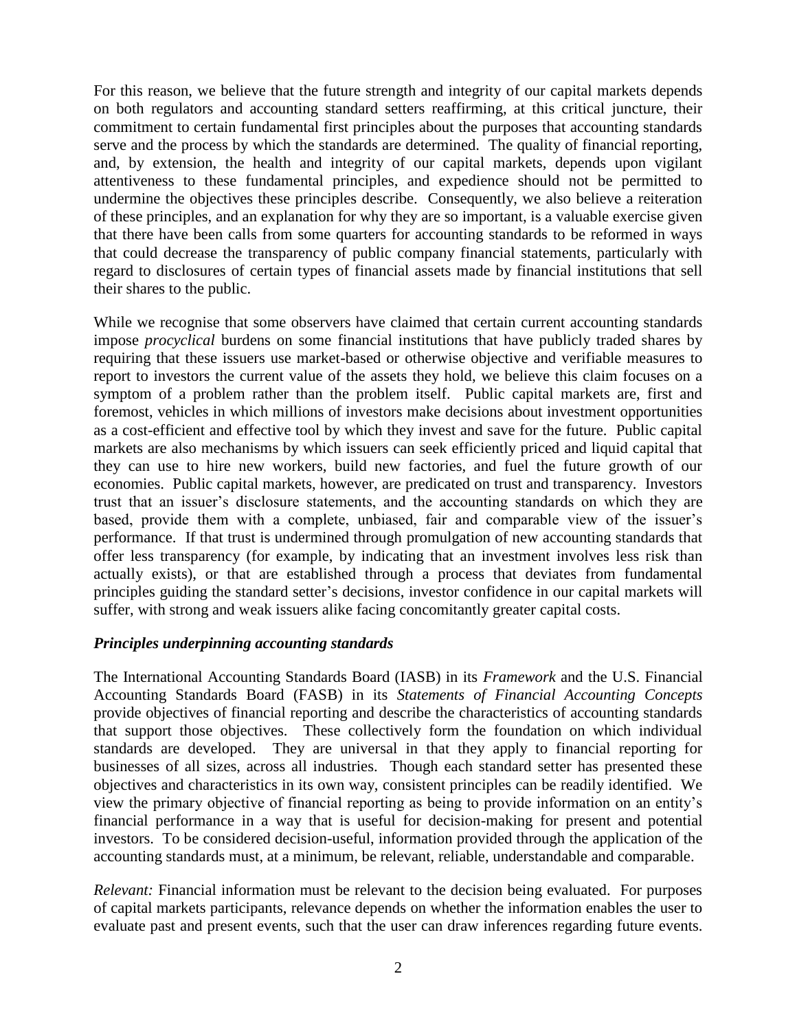For this reason, we believe that the future strength and integrity of our capital markets depends on both regulators and accounting standard setters reaffirming, at this critical juncture, their commitment to certain fundamental first principles about the purposes that accounting standards serve and the process by which the standards are determined. The quality of financial reporting, and, by extension, the health and integrity of our capital markets, depends upon vigilant attentiveness to these fundamental principles, and expedience should not be permitted to undermine the objectives these principles describe. Consequently, we also believe a reiteration of these principles, and an explanation for why they are so important, is a valuable exercise given that there have been calls from some quarters for accounting standards to be reformed in ways that could decrease the transparency of public company financial statements, particularly with regard to disclosures of certain types of financial assets made by financial institutions that sell their shares to the public.

While we recognise that some observers have claimed that certain current accounting standards impose *procyclical* burdens on some financial institutions that have publicly traded shares by requiring that these issuers use market-based or otherwise objective and verifiable measures to report to investors the current value of the assets they hold, we believe this claim focuses on a symptom of a problem rather than the problem itself. Public capital markets are, first and foremost, vehicles in which millions of investors make decisions about investment opportunities as a cost-efficient and effective tool by which they invest and save for the future. Public capital markets are also mechanisms by which issuers can seek efficiently priced and liquid capital that they can use to hire new workers, build new factories, and fuel the future growth of our economies. Public capital markets, however, are predicated on trust and transparency. Investors trust that an issuer's disclosure statements, and the accounting standards on which they are based, provide them with a complete, unbiased, fair and comparable view of the issuer's performance. If that trust is undermined through promulgation of new accounting standards that offer less transparency (for example, by indicating that an investment involves less risk than actually exists), or that are established through a process that deviates from fundamental principles guiding the standard setter's decisions, investor confidence in our capital markets will suffer, with strong and weak issuers alike facing concomitantly greater capital costs.

### *Principles underpinning accounting standards*

The International Accounting Standards Board (IASB) in its *Framework* and the U.S. Financial Accounting Standards Board (FASB) in its *Statements of Financial Accounting Concepts* provide objectives of financial reporting and describe the characteristics of accounting standards that support those objectives. These collectively form the foundation on which individual standards are developed. They are universal in that they apply to financial reporting for businesses of all sizes, across all industries. Though each standard setter has presented these objectives and characteristics in its own way, consistent principles can be readily identified. We view the primary objective of financial reporting as being to provide information on an entity's financial performance in a way that is useful for decision-making for present and potential investors. To be considered decision-useful, information provided through the application of the accounting standards must, at a minimum, be relevant, reliable, understandable and comparable.

*Relevant:* Financial information must be relevant to the decision being evaluated. For purposes of capital markets participants, relevance depends on whether the information enables the user to evaluate past and present events, such that the user can draw inferences regarding future events.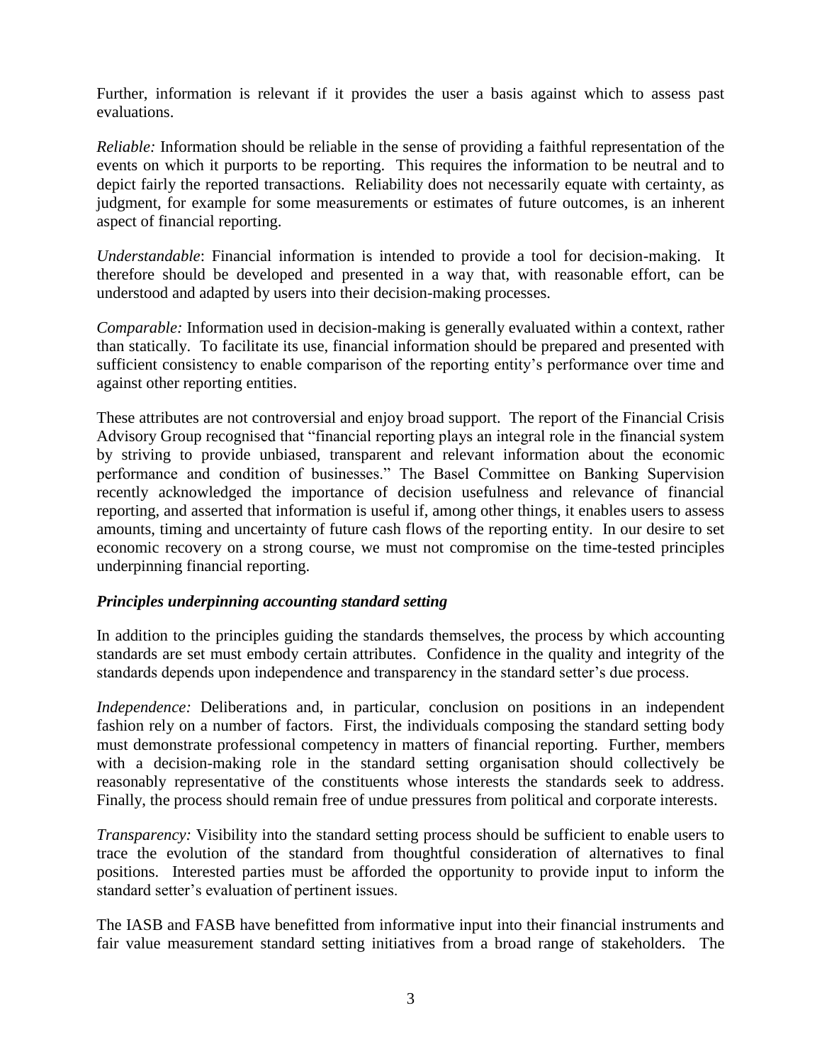Further, information is relevant if it provides the user a basis against which to assess past evaluations.

*Reliable:* Information should be reliable in the sense of providing a faithful representation of the events on which it purports to be reporting. This requires the information to be neutral and to depict fairly the reported transactions. Reliability does not necessarily equate with certainty, as judgment, for example for some measurements or estimates of future outcomes, is an inherent aspect of financial reporting.

*Understandable*: Financial information is intended to provide a tool for decision-making. It therefore should be developed and presented in a way that, with reasonable effort, can be understood and adapted by users into their decision-making processes.

*Comparable:* Information used in decision-making is generally evaluated within a context, rather than statically. To facilitate its use, financial information should be prepared and presented with sufficient consistency to enable comparison of the reporting entity's performance over time and against other reporting entities.

These attributes are not controversial and enjoy broad support. The report of the Financial Crisis Advisory Group recognised that "financial reporting plays an integral role in the financial system by striving to provide unbiased, transparent and relevant information about the economic performance and condition of businesses." The Basel Committee on Banking Supervision recently acknowledged the importance of decision usefulness and relevance of financial reporting, and asserted that information is useful if, among other things, it enables users to assess amounts, timing and uncertainty of future cash flows of the reporting entity. In our desire to set economic recovery on a strong course, we must not compromise on the time-tested principles underpinning financial reporting.

### *Principles underpinning accounting standard setting*

In addition to the principles guiding the standards themselves, the process by which accounting standards are set must embody certain attributes. Confidence in the quality and integrity of the standards depends upon independence and transparency in the standard setter's due process.

*Independence:* Deliberations and, in particular, conclusion on positions in an independent fashion rely on a number of factors. First, the individuals composing the standard setting body must demonstrate professional competency in matters of financial reporting. Further, members with a decision-making role in the standard setting organisation should collectively be reasonably representative of the constituents whose interests the standards seek to address. Finally, the process should remain free of undue pressures from political and corporate interests.

*Transparency:* Visibility into the standard setting process should be sufficient to enable users to trace the evolution of the standard from thoughtful consideration of alternatives to final positions. Interested parties must be afforded the opportunity to provide input to inform the standard setter's evaluation of pertinent issues.

The IASB and FASB have benefitted from informative input into their financial instruments and fair value measurement standard setting initiatives from a broad range of stakeholders. The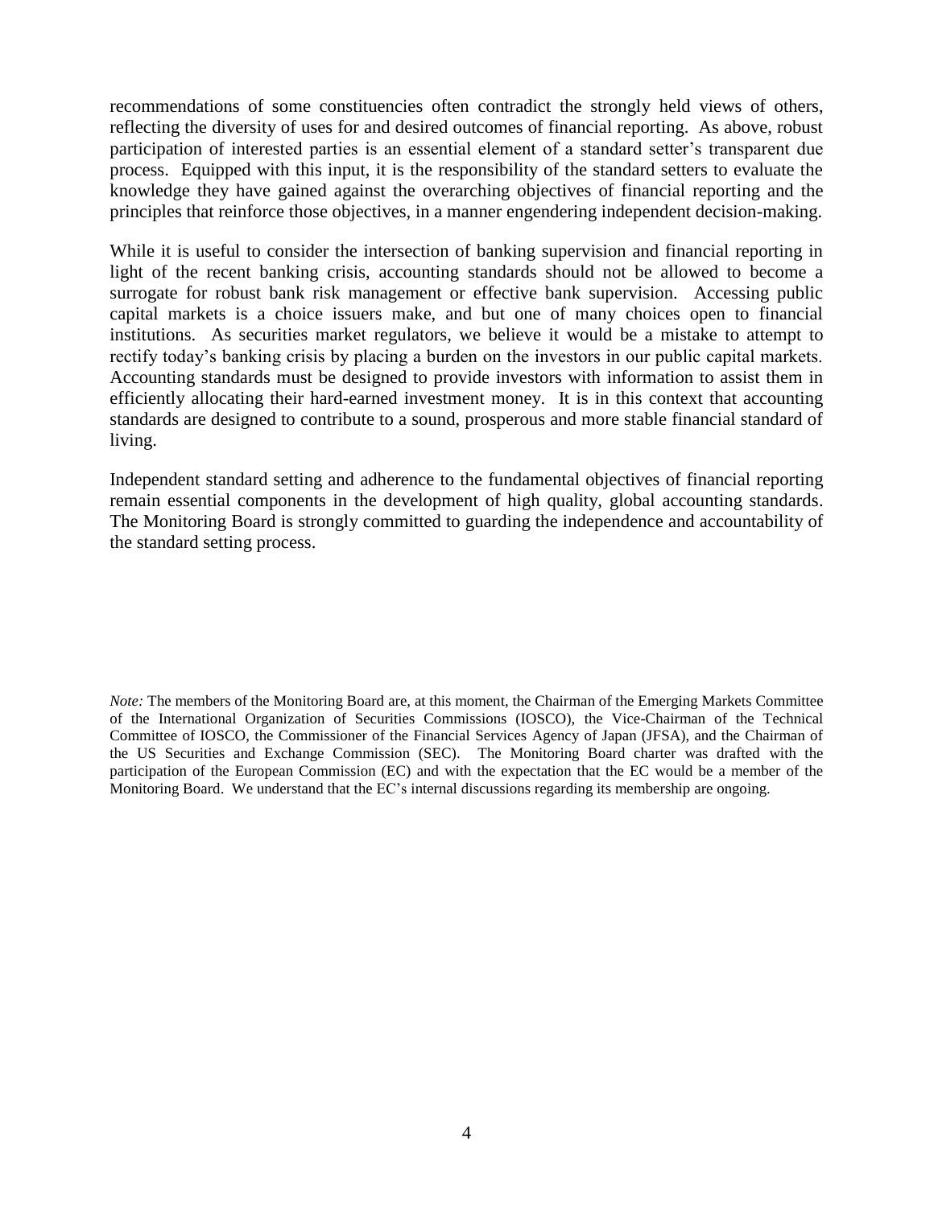recommendations of some constituencies often contradict the strongly held views of others, reflecting the diversity of uses for and desired outcomes of financial reporting. As above, robust participation of interested parties is an essential element of a standard setter's transparent due process. Equipped with this input, it is the responsibility of the standard setters to evaluate the knowledge they have gained against the overarching objectives of financial reporting and the principles that reinforce those objectives, in a manner engendering independent decision-making.

While it is useful to consider the intersection of banking supervision and financial reporting in light of the recent banking crisis, accounting standards should not be allowed to become a surrogate for robust bank risk management or effective bank supervision. Accessing public capital markets is a choice issuers make, and but one of many choices open to financial institutions. As securities market regulators, we believe it would be a mistake to attempt to rectify today's banking crisis by placing a burden on the investors in our public capital markets. Accounting standards must be designed to provide investors with information to assist them in efficiently allocating their hard-earned investment money. It is in this context that accounting standards are designed to contribute to a sound, prosperous and more stable financial standard of living.

Independent standard setting and adherence to the fundamental objectives of financial reporting remain essential components in the development of high quality, global accounting standards. The Monitoring Board is strongly committed to guarding the independence and accountability of the standard setting process.

*Note:* The members of the Monitoring Board are, at this moment, the Chairman of the Emerging Markets Committee of the International Organization of Securities Commissions (IOSCO), the Vice-Chairman of the Technical Committee of IOSCO, the Commissioner of the Financial Services Agency of Japan (JFSA), and the Chairman of the US Securities and Exchange Commission (SEC). The Monitoring Board charter was drafted with the participation of the European Commission (EC) and with the expectation that the EC would be a member of the Monitoring Board. We understand that the EC's internal discussions regarding its membership are ongoing.